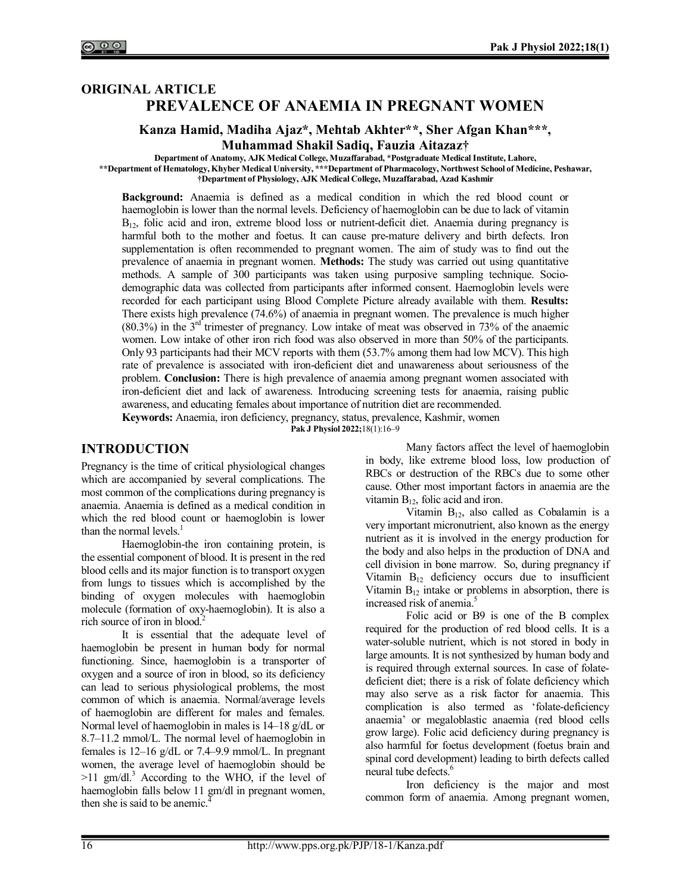ORIGINAL ARTICLE

# PREVALENCE OF ANAEMIA IN PREGNANT WOMEN

**Kanza Hamid, Madiha Ajaz\*, Mehtab Akhter\*\*, Sher Afgan Khan\*\*\*, Muhammad Shakil Sadiq, Fauzia Aitazaz†**

Department of Anatomy, AJK Medical College, Muzaffarabad, \*Postgraduate Medical Institute, Lahore, \*\*Department of Hematology, Khyber Medical University, \*\*\*Department of Pharmacology, Northwest School of Medicine, Peshawar, †Department of Physiology, AJK Medical College, Muzaffarabad, Azad Kashmir

**Background:** Anaemia is defined as a medical condition in which the red blood count or haemoglobin is lower than the normal levels. Deficiency of haemoglobin can be due to lack of vitamin $B_{12}$, folic acid and iron, extreme blood loss or nutrient-deficit diet. Anaemia during pregnancy is harmful both to the mother and foetus. It can cause pre-mature delivery and birth defects. Iron supplementation is often recommended to pregnant women. The aim of study was to find out the prevalence of anaemia in pregnant women. **Methods:** The study was carried out using quantitative methods. A sample of 300 participants was taken using purposive sampling technique. Socio-demographic data was collected from participants after informed consent. Haemoglobin levels were recorded for each participant using Blood Complete Picture already available with them. **Results:** There exists high prevalence (74.6%) of anaemia in pregnant women. The prevalence is much higher (80.3%) in the 3rd trimester of pregnancy. Low intake of meat was observed in 73% of the anaemic women. Low intake of other iron rich food was also observed in more than 50% of the participants. Only 93 participants had their MCV reports with them (53.7% among them had low MCV). This high rate of prevalence is associated with iron-deficient diet and unawareness about seriousness of the problem. **Conclusion:** There is high prevalence of anaemia among pregnant women associated with iron-deficient diet and lack of awareness. Introducing screening tests for anaemia, raising public awareness, and educating females about importance of nutrition diet are recommended.

**Keywords:** Anaemia, iron deficiency, pregnancy, status, prevalence, Kashmir, women

Pak J Physiol 2022;18(1):16–9

## INTRODUCTION

Pregnancy is the time of critical physiological changes which are accompanied by several complications. The most common of the complications during pregnancy is anaemia. Anaemia is defined as a medical condition in which the red blood count or haemoglobin is lower than the normal levels.[1]

Haemoglobin-the iron containing protein, is the essential component of blood. It is present in the red blood cells and its major function is to transport oxygen from lungs to tissues which is accomplished by the binding of oxygen molecules with haemoglobin molecule (formation of oxy-haemoglobin). It is also a rich source of iron in blood.[2]

It is essential that the adequate level of haemoglobin be present in human body for normal functioning. Since, haemoglobin is a transporter of oxygen and a source of iron in blood, so its deficiency can lead to serious physiological problems, the most common of which is anaemia. Normal/average levels of haemoglobin are different for males and females. Normal level of haemoglobin in males is 14–18 g/dL or 8.7–11.2 mmol/L. The normal level of haemoglobin in females is 12–16 g/dL or 7.4–9.9 mmol/L. In pregnant women, the average level of haemoglobin should be >11 gm/dl.[3] According to the WHO, if the level of haemoglobin falls below 11 gm/dl in pregnant women, then she is said to be anemic.[4]

Many factors affect the level of haemoglobin in body, like extreme blood loss, low production of RBCs or destruction of the RBCs due to some other cause. Other most important factors in anaemia are the vitamin $B_{12}$, folic acid and iron.

Vitamin $B_{12}$, also called as Cobalamin is a very important micronutrient, also known as the energy nutrient as it is involved in the energy production for the body and also helps in the production of DNA and cell division in bone marrow. So, during pregnancy if Vitamin $B_{12}$ deficiency occurs due to insufficient Vitamin $B_{12}$ intake or problems in absorption, there is increased risk of anemia.[5]

Folic acid or B9 is one of the B complex required for the production of red blood cells. It is a water-soluble nutrient, which is not stored in body in large amounts. It is not synthesized by human body and is required through external sources. In case of folate-deficient diet; there is a risk of folate deficiency which may also serve as a risk factor for anaemia. This complication is also termed as 'folate-deficiency anaemia' or megaloblastic anaemia (red blood cells grow large). Folic acid deficiency during pregnancy is also harmful for foetus development (foetus brain and spinal cord development) leading to birth defects called neural tube defects.[6]

Iron deficiency is the major and most common form of anaemia. Among pregnant women,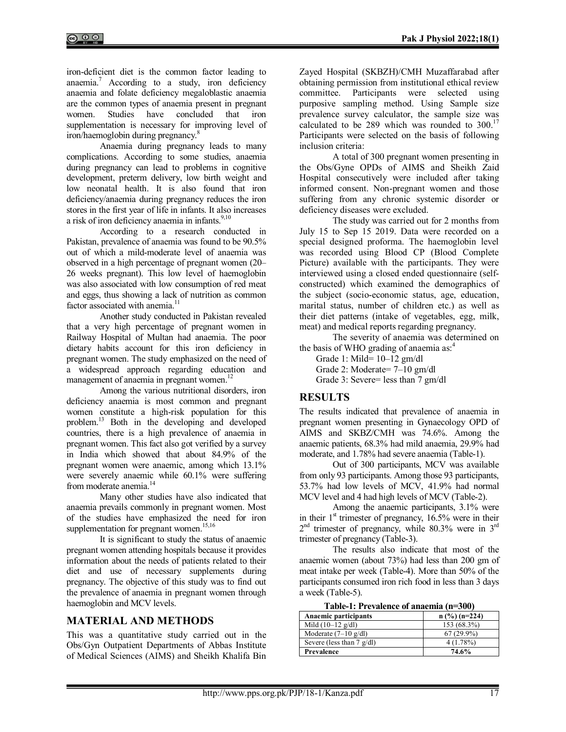iron-deficient diet is the common factor leading to anaemia.[7] According to a study, iron deficiency anaemia and folate deficiency megaloblastic anaemia are the common types of anaemia present in pregnant women. Studies have concluded that iron supplementation is necessary for improving level of iron/haemoglobin during pregnancy.[8]

Anaemia during pregnancy leads to many complications. According to some studies, anaemia during pregnancy can lead to problems in cognitive development, preterm delivery, low birth weight and low neonatal health. It is also found that iron deficiency/anaemia during pregnancy reduces the iron stores in the first year of life in infants. It also increases a risk of iron deficiency anaemia in infants.[9,10]

According to a research conducted in Pakistan, prevalence of anaemia was found to be 90.5% out of which a mild-moderate level of anaemia was observed in a high percentage of pregnant women (20–26 weeks pregnant). This low level of haemoglobin was also associated with low consumption of red meat and eggs, thus showing a lack of nutrition as common factor associated with anaemia.[11]

Another study conducted in Pakistan revealed that a very high percentage of pregnant women in Railway Hospital of Multan had anaemia. The poor dietary habits account for this iron deficiency in pregnant women. The study emphasized on the need of a widespread approach regarding education and management of anaemia in pregnant women.[12]

Among the various nutritional disorders, iron deficiency anaemia is most common and pregnant women constitute a high-risk population for this problem.[13] Both in the developing and developed countries, there is a high prevalence of anaemia in pregnant women. This fact also got verified by a survey in India which showed that about 84.9% of the pregnant women were anaemic, among which 13.1% were severely anaemic while 60.1% were suffering from moderate anemia.[14]

Many other studies have also indicated that anaemia prevails commonly in pregnant women. Most of the studies have emphasized the need for iron supplementation for pregnant women.[15,16]

It is significant to study the status of anaemic pregnant women attending hospitals because it provides information about the needs of patients related to their diet and use of necessary supplements during pregnancy. The objective of this study was to find out the prevalence of anaemia in pregnant women through haemoglobin and MCV levels.

## MATERIAL AND METHODS

This was a quantitative study carried out in the Obs/Gyn Outpatient Departments of Abbas Institute of Medical Sciences (AIMS) and Sheikh Khalifa Bin Zayed Hospital (SKBZH)/CMH Muzaffarabad after obtaining permission from institutional ethical review committee. Participants were selected using purposive sampling method. Using Sample size prevalence survey calculator, the sample size was calculated to be 289 which was rounded to 300.[17] Participants were selected on the basis of following inclusion criteria:

A total of 300 pregnant women presenting in the Obs/Gyne OPDs of AIMS and Sheikh Zaid Hospital consecutively were included after taking informed consent. Non-pregnant women and those suffering from any chronic systemic disorder or deficiency diseases were excluded.

The study was carried out for 2 months from July 15 to Sep 15 2019. Data were recorded on a special designed proforma. The haemoglobin level was recorded using Blood CP (Blood Complete Picture) available with the participants. They were interviewed using a closed ended questionnaire (self-constructed) which examined the demographics of the subject (socio-economic status, age, education, marital status, number of children etc.) as well as their diet patterns (intake of vegetables, egg, milk, meat) and medical reports regarding pregnancy.

The severity of anaemia was determined on the basis of WHO grading of anaemia as:[4]

- Grade 1: Mild= 10–12 gm/dl
- Grade 2: Moderate= 7–10 gm/dl
- Grade 3: Severe= less than 7 gm/dl

## RESULTS

The results indicated that prevalence of anaemia in pregnant women presenting in Gynaecology OPD of AIMS and SKBZ/CMH was 74.6%. Among the anaemic patients, 68.3% had mild anaemia, 29.9% had moderate, and 1.78% had severe anaemia (Table-1).

Out of 300 participants, MCV was available from only 93 participants. Among those 93 participants, 53.7% had low levels of MCV, 41.9% had normal MCV level and 4 had high levels of MCV (Table-2).

Among the anaemic participants, 3.1% were in their 1st trimester of pregnancy, 16.5% were in their 2nd trimester of pregnancy, while 80.3% were in 3rd trimester of pregnancy (Table-3).

The results also indicate that most of the anaemic women (about 73%) had less than 200 gm of meat intake per week (Table-4). More than 50% of the participants consumed iron rich food in less than 3 days a week (Table-5).

**Table-1: Prevalence of anaemia (n=300)**

| Anaemic participants | n (%) (n=224) |
|---|---|
| Mild (10–12 g/dl) | 153 (68.3%) |
| Moderate (7–10 g/dl) | 67 (29.9%) |
| Severe (less than 7 g/dl) | 4 (1.78%) |
| **Prevalence** | **74.6%** |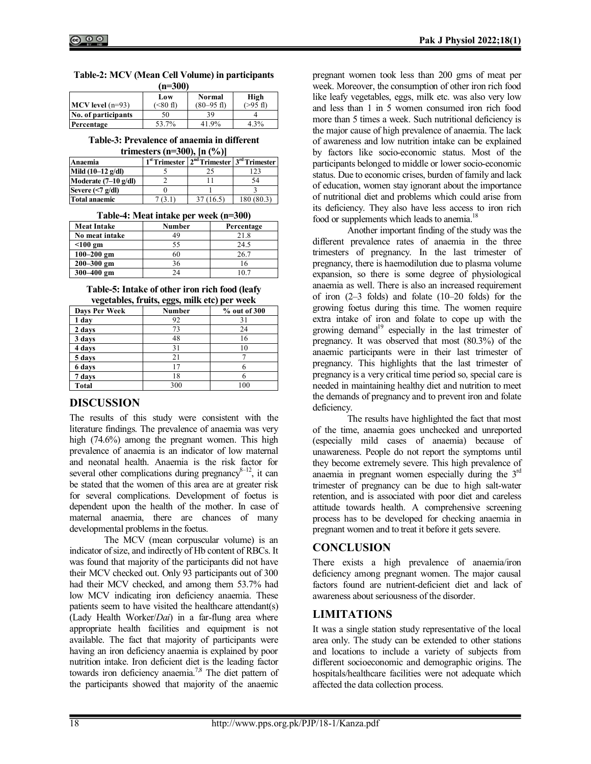**Table-2: MCV (Mean Cell Volume) in participants (n=300)**

| MCV level (n=93) | Low (<80 fl) | Normal (80–95 fl) | High (>95 fl) |
|---|---|---|---|
| No. of participants | 50 | 39 | 4 |
| Percentage | 53.7% | 41.9% | 4.3% |

**Table-3: Prevalence of anaemia in different trimesters (n=300), [n (%)]**

| Anaemia | 1st Trimester | 2nd Trimester | 3rd Trimester |
|---|---|---|---|
| Mild (10–12 g/dl) | 5 | 25 | 123 |
| Moderate (7–10 g/dl) | 2 | 11 | 54 |
| Severe (<7 g/dl) | 0 | 1 | 3 |
| Total anaemic | 7 (3.1) | 37 (16.5) | 180 (80.3) |

**Table-4: Meat intake per week (n=300)**

| Meat Intake | Number | Percentage |
|---|---|---|
| No meat intake | 49 | 21.8 |
| <100 gm | 55 | 24.5 |
| 100–200 gm | 60 | 26.7 |
| 200–300 gm | 36 | 16 |
| 300–400 gm | 24 | 10.7 |

**Table-5: Intake of other iron rich food (leafy vegetables, fruits, eggs, milk etc) per week**

| Days Per Week | Number | % out of 300 |
|---|---|---|
| 1 day | 92 | 31 |
| 2 days | 73 | 24 |
| 3 days | 48 | 16 |
| 4 days | 31 | 10 |
| 5 days | 21 | 7 |
| 6 days | 17 | 6 |
| 7 days | 18 | 6 |
| Total | 300 | 100 |

## DISCUSSION

The results of this study were consistent with the literature findings. The prevalence of anaemia was very high (74.6%) among the pregnant women. This high prevalence of anaemia is an indicator of low maternal and neonatal health. Anaemia is the risk factor for several other complications during pregnancy[8–12], it can be stated that the women of this area are at greater risk for several complications. Development of foetus is dependent upon the health of the mother. In case of maternal anaemia, there are chances of many developmental problems in the foetus.

The MCV (mean corpuscular volume) is an indicator of size, and indirectly of Hb content of RBCs. It was found that majority of the participants did not have their MCV checked out. Only 93 participants out of 300 had their MCV checked, and among them 53.7% had low MCV indicating iron deficiency anaemia. These patients seem to have visited the healthcare attendant(s) (Lady Health Worker/*Dai*) in a far-flung area where appropriate health facilities and equipment is not available. The fact that majority of participants were having an iron deficiency anaemia is explained by poor nutrition intake. Iron deficient diet is the leading factor towards iron deficiency anaemia.[7,8] The diet pattern of the participants showed that majority of the anaemic pregnant women took less than 200 gms of meat per week. Moreover, the consumption of other iron rich food like leafy vegetables, eggs, milk etc. was also very low and less than 1 in 5 women consumed iron rich food more than 5 times a week. Such nutritional deficiency is the major cause of high prevalence of anaemia. The lack of awareness and low nutrition intake can be explained by factors like socio-economic status. Most of the participants belonged to middle or lower socio-economic status. Due to economic crises, burden of family and lack of education, women stay ignorant about the importance of nutritional diet and problems which could arise from its deficiency. They also have less access to iron rich food or supplements which leads to anemia.[18]

Another important finding of the study was the different prevalence rates of anaemia in the three trimesters of pregnancy. In the last trimester of pregnancy, there is haemodilution due to plasma volume expansion, so there is some degree of physiological anaemia as well. There is also an increased requirement of iron (2–3 folds) and folate (10–20 folds) for the growing foetus during this time. The women require extra intake of iron and folate to cope up with the growing demand[19] especially in the last trimester of pregnancy. It was observed that most (80.3%) of the anaemic participants were in their last trimester of pregnancy. This highlights that the last trimester of pregnancy is a very critical time period so, special care is needed in maintaining healthy diet and nutrition to meet the demands of pregnancy and to prevent iron and folate deficiency.

The results have highlighted the fact that most of the time, anaemia goes unchecked and unreported (especially mild cases of anaemia) because of unawareness. People do not report the symptoms until they become extremely severe. This high prevalence of anaemia in pregnant women especially during the 3rd trimester of pregnancy can be due to high salt-water retention, and is associated with poor diet and careless attitude towards health. A comprehensive screening process has to be developed for checking anaemia in pregnant women and to treat it before it gets severe.

## CONCLUSION

There exists a high prevalence of anaemia/iron deficiency among pregnant women. The major causal factors found are nutrient-deficient diet and lack of awareness about seriousness of the disorder.

## LIMITATIONS

It was a single station study representative of the local area only. The study can be extended to other stations and locations to include a variety of subjects from different socioeconomic and demographic origins. The hospitals/healthcare facilities were not adequate which affected the data collection process.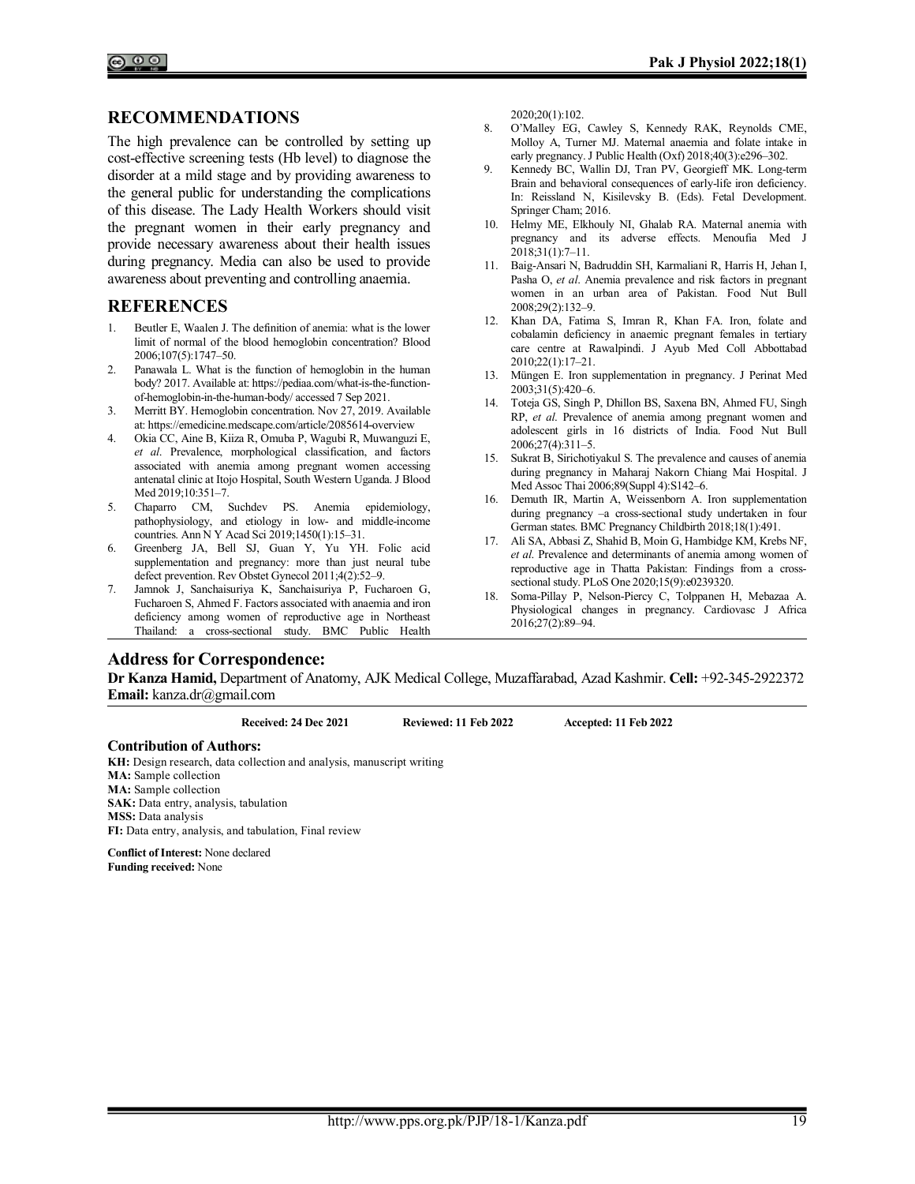## RECOMMENDATIONS

The high prevalence can be controlled by setting up cost-effective screening tests (Hb level) to diagnose the disorder at a mild stage and by providing awareness to the general public for understanding the complications of this disease. The Lady Health Workers should visit the pregnant women in their early pregnancy and provide necessary awareness about their health issues during pregnancy. Media can also be used to provide awareness about preventing and controlling anaemia.

## REFERENCES

1. Beutler E, Waalen J. The definition of anemia: what is the lower limit of normal of the blood hemoglobin concentration? Blood 2006;107(5):1747–50.
2. Panawala L. What is the function of hemoglobin in the human body? 2017. Available at: https://pediaa.com/what-is-the-function-of-hemoglobin-in-the-human-body/ accessed 7 Sep 2021.
3. Merritt BY. Hemoglobin concentration. Nov 27, 2019. Available at: https://emedicine.medscape.com/article/2085614-overview
4. Okia CC, Aine B, Kiiza R, Omuba P, Wagubi R, Muwanguzi E, *et al*. Prevalence, morphological classification, and factors associated with anemia among pregnant women accessing antenatal clinic at Itojo Hospital, South Western Uganda. J Blood Med 2019;10:351–7.
5. Chaparro CM, Suchdev PS. Anemia epidemiology, pathophysiology, and etiology in low- and middle-income countries. Ann N Y Acad Sci 2019;1450(1):15–31.
6. Greenberg JA, Bell SJ, Guan Y, Yu YH. Folic acid supplementation and pregnancy: more than just neural tube defect prevention. Rev Obstet Gynecol 2011;4(2):52–9.
7. Jamnok J, Sanchaisuriya K, Sanchaisuriya P, Fucharoen G, Fucharoen S, Ahmed F. Factors associated with anaemia and iron deficiency among women of reproductive age in Northeast Thailand: a cross-sectional study. BMC Public Health 2020;20(1):102.
8. O'Malley EG, Cawley S, Kennedy RAK, Reynolds CME, Molloy A, Turner MJ. Maternal anaemia and folate intake in early pregnancy. J Public Health (Oxf) 2018;40(3):e296–302.
9. Kennedy BC, Wallin DJ, Tran PV, Georgieff MK. Long-term Brain and behavioral consequences of early-life iron deficiency. In: Reissland N, Kisilevsky B. (Eds). Fetal Development. Springer Cham; 2016.
10. Helmy ME, Elkhouly NI, Ghalab RA. Maternal anemia with pregnancy and its adverse effects. Menoufia Med J 2018;31(1):7–11.
11. Baig-Ansari N, Badruddin SH, Karmaliani R, Harris H, Jehan I, Pasha O, *et al*. Anemia prevalence and risk factors in pregnant women in an urban area of Pakistan. Food Nut Bull 2008;29(2):132–9.
12. Khan DA, Fatima S, Imran R, Khan FA. Iron, folate and cobalamin deficiency in anaemic pregnant females in tertiary care centre at Rawalpindi. J Ayub Med Coll Abbottabad 2010;22(1):17–21.
13. Müngen E. Iron supplementation in pregnancy. J Perinat Med 2003;31(5):420–6.
14. Toteja GS, Singh P, Dhillon BS, Saxena BN, Ahmed FU, Singh RP, *et al*. Prevalence of anemia among pregnant women and adolescent girls in 16 districts of India. Food Nut Bull 2006;27(4):311–5.
15. Sukrat B, Sirichotiyakul S. The prevalence and causes of anemia during pregnancy in Maharaj Nakorn Chiang Mai Hospital. J Med Assoc Thai 2006;89(Suppl 4):S142–6.
16. Demuth IR, Martin A, Weissenborn A. Iron supplementation during pregnancy –a cross-sectional study undertaken in four German states. BMC Pregnancy Childbirth 2018;18(1):491.
17. Ali SA, Abbasi Z, Shahid B, Moin G, Hambidge KM, Krebs NF, *et al*. Prevalence and determinants of anemia among women of reproductive age in Thatta Pakistan: Findings from a cross-sectional study. PLoS One 2020;15(9):e0239320.
18. Soma-Pillay P, Nelson-Piercy C, Tolppanen H, Mebazaa A. Physiological changes in pregnancy. Cardiovasc J Africa 2016;27(2):89–94.

### Address for Correspondence:

**Dr Kanza Hamid,** Department of Anatomy, AJK Medical College, Muzaffarabad, Azad Kashmir. **Cell:** +92-345-2922372 **Email:** kanza.dr@gmail.com

**Received: 24 Dec 2021** **Reviewed: 11 Feb 2022** **Accepted: 11 Feb 2022**

### Contribution of Authors:

**KH:** Design research, data collection and analysis, manuscript writing
**MA:** Sample collection
**MA:** Sample collection
**SAK:** Data entry, analysis, tabulation
**MSS:** Data analysis
**FI:** Data entry, analysis, and tabulation, Final review

**Conflict of Interest:** None declared
**Funding received:** None